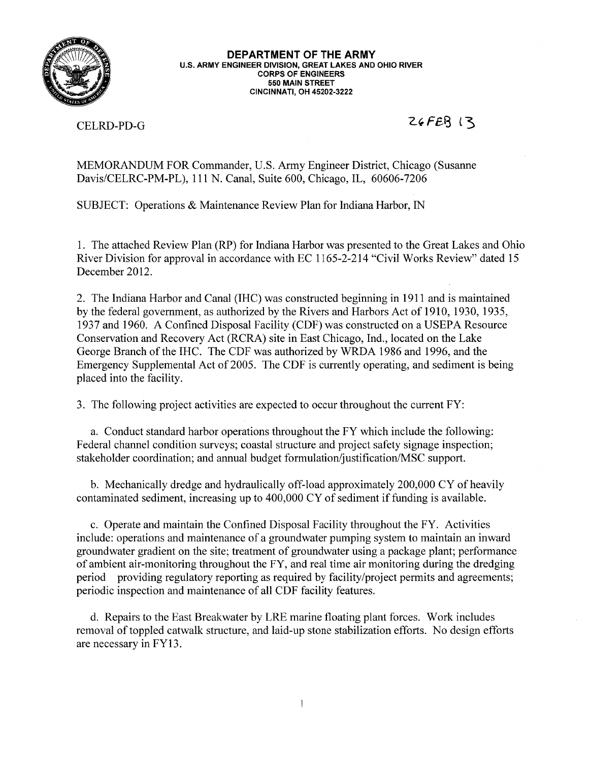**DEPARTMENT OF THE ARMY**
**U.S. ARMY ENGINEER DIVISION, GREAT LAKES AND OHIO RIVER**
**CORPS OF ENGINEERS**
**550 MAIN STREET**
**CINCINNATI, OH 45202-3222**

CELRD-PD-G

26FEB 13

MEMORANDUM FOR Commander, U.S. Army Engineer District, Chicago (Susanne Davis/CELRC-PM-PL), 111 N. Canal, Suite 600, Chicago, IL, 60606-7206

SUBJECT: Operations & Maintenance Review Plan for Indiana Harbor, IN

1. The attached Review Plan (RP) for Indiana Harbor was presented to the Great Lakes and Ohio River Division for approval in accordance with EC 1165-2-214 "Civil Works Review" dated 15 December 2012.

2. The Indiana Harbor and Canal (IHC) was constructed beginning in 1911 and is maintained by the federal government, as authorized by the Rivers and Harbors Act of 1910, 1930, 1935, 1937 and 1960. A Confined Disposal Facility (CDF) was constructed on a USEPA Resource Conservation and Recovery Act (RCRA) site in East Chicago, Ind., located on the Lake George Branch of the IHC. The CDF was authorized by WRDA 1986 and 1996, and the Emergency Supplemental Act of 2005. The CDF is currently operating, and sediment is being placed into the facility.

3. The following project activities are expected to occur throughout the current FY:

a. Conduct standard harbor operations throughout the FY which include the following: Federal channel condition surveys; coastal structure and project safety signage inspection; stakeholder coordination; and annual budget formulation/justification/MSC support.

b. Mechanically dredge and hydraulically off-load approximately 200,000 CY of heavily contaminated sediment, increasing up to 400,000 CY of sediment if funding is available.

c. Operate and maintain the Confined Disposal Facility throughout the FY. Activities include: operations and maintenance of a groundwater pumping system to maintain an inward groundwater gradient on the site; treatment of groundwater using a package plant; performance of ambient air-monitoring throughout the FY, and real time air monitoring during the dredging period providing regulatory reporting as required by facility/project permits and agreements; periodic inspection and maintenance of all CDF facility features.

d. Repairs to the East Breakwater by LRE marine floating plant forces. Work includes removal of toppled catwalk structure, and laid-up stone stabilization efforts. No design efforts are necessary in FY13.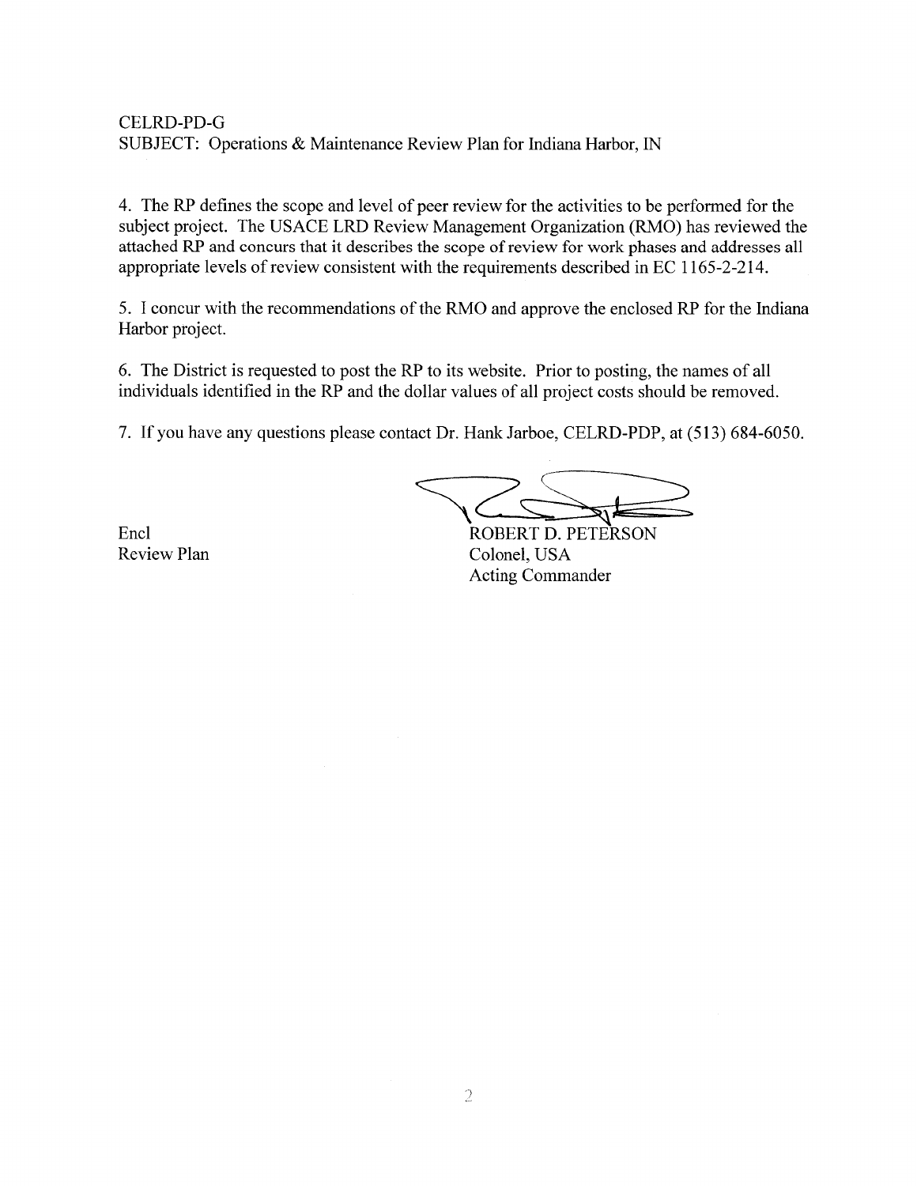CELRD-PD-G
SUBJECT: Operations & Maintenance Review Plan for Indiana Harbor, IN

4. The RP defines the scope and level of peer review for the activities to be performed for the subject project. The USACE LRD Review Management Organization (RMO) has reviewed the attached RP and concurs that it describes the scope of review for work phases and addresses all appropriate levels of review consistent with the requirements described in EC 1165-2-214.

5. I concur with the recommendations of the RMO and approve the enclosed RP for the Indiana Harbor project.

6. The District is requested to post the RP to its website. Prior to posting, the names of all individuals identified in the RP and the dollar values of all project costs should be removed.

7. If you have any questions please contact Dr. Hank Jarboe, CELRD-PDP, at (513) 684-6050.

Encl
Review Plan

ROBERT D. PETERSON
Colonel, USA
Acting Commander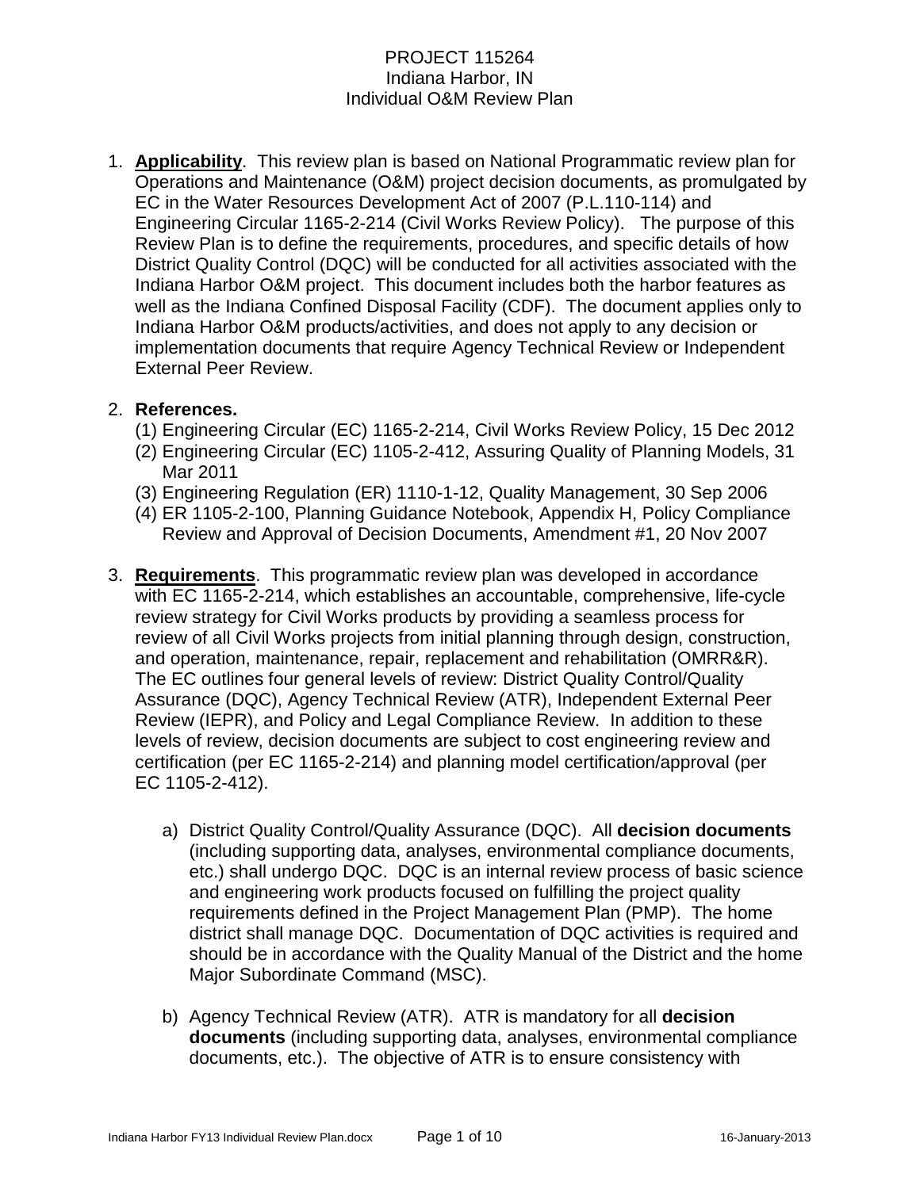PROJECT 115264
Indiana Harbor, IN
Individual O&M Review Plan

1. **Applicability**. This review plan is based on National Programmatic review plan for Operations and Maintenance (O&M) project decision documents, as promulgated by EC in the Water Resources Development Act of 2007 (P.L.110-114) and Engineering Circular 1165-2-214 (Civil Works Review Policy). The purpose of this Review Plan is to define the requirements, procedures, and specific details of how District Quality Control (DQC) will be conducted for all activities associated with the Indiana Harbor O&M project. This document includes both the harbor features as well as the Indiana Confined Disposal Facility (CDF). The document applies only to Indiana Harbor O&M products/activities, and does not apply to any decision or implementation documents that require Agency Technical Review or Independent External Peer Review.

2. **References.**
   (1) Engineering Circular (EC) 1165-2-214, Civil Works Review Policy, 15 Dec 2012
   (2) Engineering Circular (EC) 1105-2-412, Assuring Quality of Planning Models, 31 Mar 2011
   (3) Engineering Regulation (ER) 1110-1-12, Quality Management, 30 Sep 2006
   (4) ER 1105-2-100, Planning Guidance Notebook, Appendix H, Policy Compliance Review and Approval of Decision Documents, Amendment #1, 20 Nov 2007

3. **Requirements**. This programmatic review plan was developed in accordance with EC 1165-2-214, which establishes an accountable, comprehensive, life-cycle review strategy for Civil Works products by providing a seamless process for review of all Civil Works projects from initial planning through design, construction, and operation, maintenance, repair, replacement and rehabilitation (OMRR&R). The EC outlines four general levels of review: District Quality Control/Quality Assurance (DQC), Agency Technical Review (ATR), Independent External Peer Review (IEPR), and Policy and Legal Compliance Review. In addition to these levels of review, decision documents are subject to cost engineering review and certification (per EC 1165-2-214) and planning model certification/approval (per EC 1105-2-412).

   a) District Quality Control/Quality Assurance (DQC). All **decision documents** (including supporting data, analyses, environmental compliance documents, etc.) shall undergo DQC. DQC is an internal review process of basic science and engineering work products focused on fulfilling the project quality requirements defined in the Project Management Plan (PMP). The home district shall manage DQC. Documentation of DQC activities is required and should be in accordance with the Quality Manual of the District and the home Major Subordinate Command (MSC).

   b) Agency Technical Review (ATR). ATR is mandatory for all **decision documents** (including supporting data, analyses, environmental compliance documents, etc.). The objective of ATR is to ensure consistency with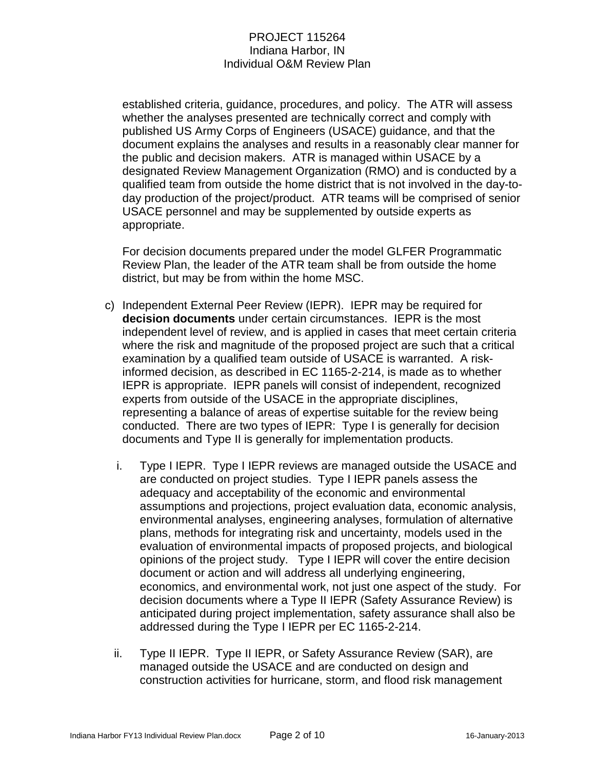established criteria, guidance, procedures, and policy. The ATR will assess whether the analyses presented are technically correct and comply with published US Army Corps of Engineers (USACE) guidance, and that the document explains the analyses and results in a reasonably clear manner for the public and decision makers. ATR is managed within USACE by a designated Review Management Organization (RMO) and is conducted by a qualified team from outside the home district that is not involved in the day-to-day production of the project/product. ATR teams will be comprised of senior USACE personnel and may be supplemented by outside experts as appropriate.

For decision documents prepared under the model GLFER Programmatic Review Plan, the leader of the ATR team shall be from outside the home district, but may be from within the home MSC.

c) Independent External Peer Review (IEPR). IEPR may be required for **decision documents** under certain circumstances. IEPR is the most independent level of review, and is applied in cases that meet certain criteria where the risk and magnitude of the proposed project are such that a critical examination by a qualified team outside of USACE is warranted. A risk-informed decision, as described in EC 1165-2-214, is made as to whether IEPR is appropriate. IEPR panels will consist of independent, recognized experts from outside of the USACE in the appropriate disciplines, representing a balance of areas of expertise suitable for the review being conducted. There are two types of IEPR: Type I is generally for decision documents and Type II is generally for implementation products.

   i. Type I IEPR. Type I IEPR reviews are managed outside the USACE and are conducted on project studies. Type I IEPR panels assess the adequacy and acceptability of the economic and environmental assumptions and projections, project evaluation data, economic analysis, environmental analyses, engineering analyses, formulation of alternative plans, methods for integrating risk and uncertainty, models used in the evaluation of environmental impacts of proposed projects, and biological opinions of the project study. Type I IEPR will cover the entire decision document or action and will address all underlying engineering, economics, and environmental work, not just one aspect of the study. For decision documents where a Type II IEPR (Safety Assurance Review) is anticipated during project implementation, safety assurance shall also be addressed during the Type I IEPR per EC 1165-2-214.

   ii. Type II IEPR. Type II IEPR, or Safety Assurance Review (SAR), are managed outside the USACE and are conducted on design and construction activities for hurricane, storm, and flood risk management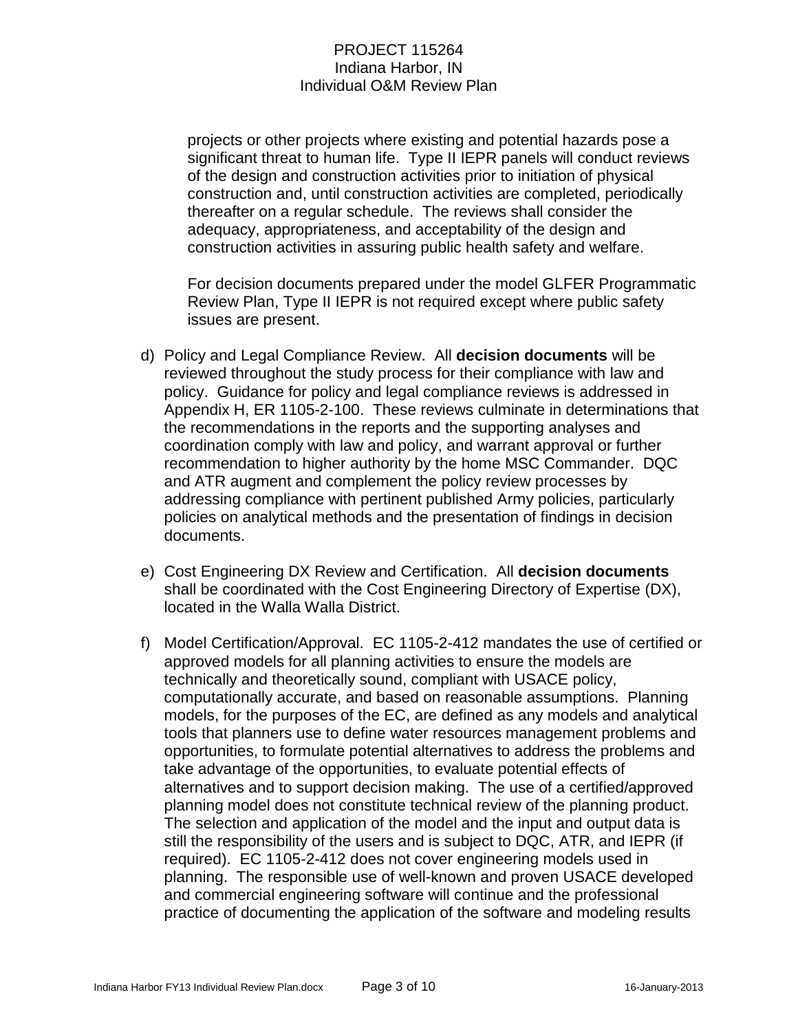projects or other projects where existing and potential hazards pose a significant threat to human life. Type II IEPR panels will conduct reviews of the design and construction activities prior to initiation of physical construction and, until construction activities are completed, periodically thereafter on a regular schedule. The reviews shall consider the adequacy, appropriateness, and acceptability of the design and construction activities in assuring public health safety and welfare.

For decision documents prepared under the model GLFER Programmatic Review Plan, Type II IEPR is not required except where public safety issues are present.

d) Policy and Legal Compliance Review. All **decision documents** will be reviewed throughout the study process for their compliance with law and policy. Guidance for policy and legal compliance reviews is addressed in Appendix H, ER 1105-2-100. These reviews culminate in determinations that the recommendations in the reports and the supporting analyses and coordination comply with law and policy, and warrant approval or further recommendation to higher authority by the home MSC Commander. DQC and ATR augment and complement the policy review processes by addressing compliance with pertinent published Army policies, particularly policies on analytical methods and the presentation of findings in decision documents.

e) Cost Engineering DX Review and Certification. All **decision documents** shall be coordinated with the Cost Engineering Directory of Expertise (DX), located in the Walla Walla District.

f) Model Certification/Approval. EC 1105-2-412 mandates the use of certified or approved models for all planning activities to ensure the models are technically and theoretically sound, compliant with USACE policy, computationally accurate, and based on reasonable assumptions. Planning models, for the purposes of the EC, are defined as any models and analytical tools that planners use to define water resources management problems and opportunities, to formulate potential alternatives to address the problems and take advantage of the opportunities, to evaluate potential effects of alternatives and to support decision making. The use of a certified/approved planning model does not constitute technical review of the planning product. The selection and application of the model and the input and output data is still the responsibility of the users and is subject to DQC, ATR, and IEPR (if required). EC 1105-2-412 does not cover engineering models used in planning. The responsible use of well-known and proven USACE developed and commercial engineering software will continue and the professional practice of documenting the application of the software and modeling results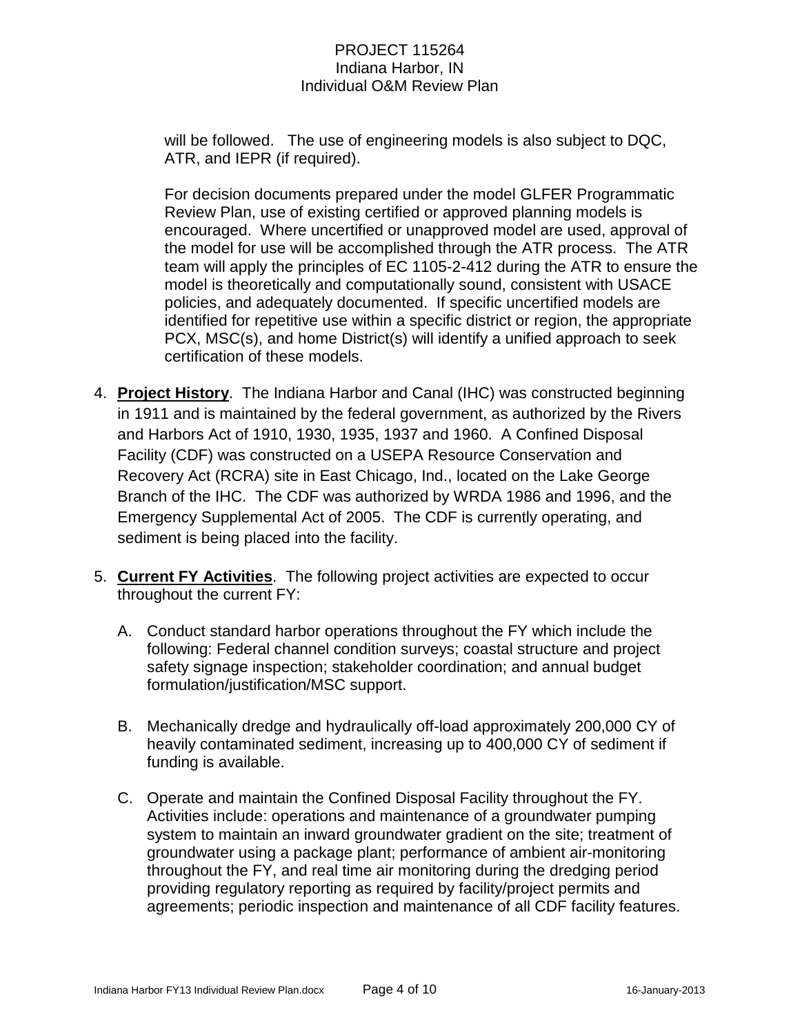will be followed. The use of engineering models is also subject to DQC, ATR, and IEPR (if required).

For decision documents prepared under the model GLFER Programmatic Review Plan, use of existing certified or approved planning models is encouraged. Where uncertified or unapproved model are used, approval of the model for use will be accomplished through the ATR process. The ATR team will apply the principles of EC 1105-2-412 during the ATR to ensure the model is theoretically and computationally sound, consistent with USACE policies, and adequately documented. If specific uncertified models are identified for repetitive use within a specific district or region, the appropriate PCX, MSC(s), and home District(s) will identify a unified approach to seek certification of these models.

4. **Project History**. The Indiana Harbor and Canal (IHC) was constructed beginning in 1911 and is maintained by the federal government, as authorized by the Rivers and Harbors Act of 1910, 1930, 1935, 1937 and 1960. A Confined Disposal Facility (CDF) was constructed on a USEPA Resource Conservation and Recovery Act (RCRA) site in East Chicago, Ind., located on the Lake George Branch of the IHC. The CDF was authorized by WRDA 1986 and 1996, and the Emergency Supplemental Act of 2005. The CDF is currently operating, and sediment is being placed into the facility.

5. **Current FY Activities**. The following project activities are expected to occur throughout the current FY:

   A. Conduct standard harbor operations throughout the FY which include the following: Federal channel condition surveys; coastal structure and project safety signage inspection; stakeholder coordination; and annual budget formulation/justification/MSC support.

   B. Mechanically dredge and hydraulically off-load approximately 200,000 CY of heavily contaminated sediment, increasing up to 400,000 CY of sediment if funding is available.

   C. Operate and maintain the Confined Disposal Facility throughout the FY. Activities include: operations and maintenance of a groundwater pumping system to maintain an inward groundwater gradient on the site; treatment of groundwater using a package plant; performance of ambient air-monitoring throughout the FY, and real time air monitoring during the dredging period providing regulatory reporting as required by facility/project permits and agreements; periodic inspection and maintenance of all CDF facility features.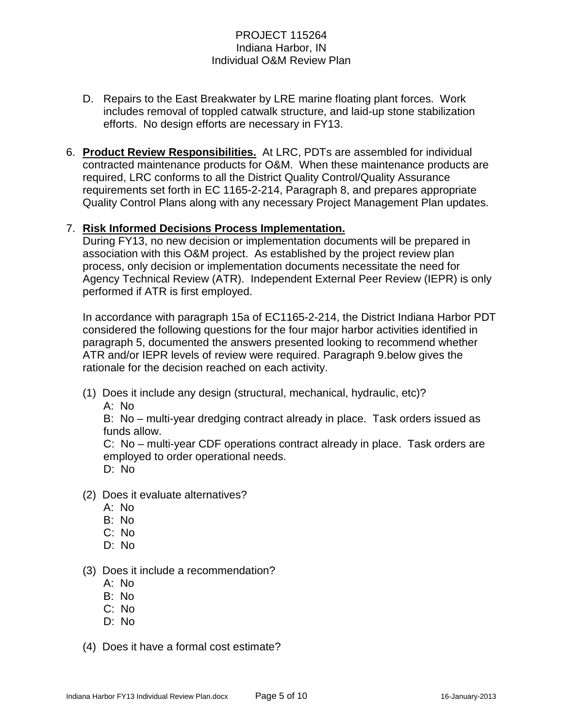D. Repairs to the East Breakwater by LRE marine floating plant forces. Work includes removal of toppled catwalk structure, and laid-up stone stabilization efforts. No design efforts are necessary in FY13.

6. **Product Review Responsibilities.** At LRC, PDTs are assembled for individual contracted maintenance products for O&M. When these maintenance products are required, LRC conforms to all the District Quality Control/Quality Assurance requirements set forth in EC 1165-2-214, Paragraph 8, and prepares appropriate Quality Control Plans along with any necessary Project Management Plan updates.

7. **Risk Informed Decisions Process Implementation.**
During FY13, no new decision or implementation documents will be prepared in association with this O&M project. As established by the project review plan process, only decision or implementation documents necessitate the need for Agency Technical Review (ATR). Independent External Peer Review (IEPR) is only performed if ATR is first employed.

   In accordance with paragraph 15a of EC1165-2-214, the District Indiana Harbor PDT considered the following questions for the four major harbor activities identified in paragraph 5, documented the answers presented looking to recommend whether ATR and/or IEPR levels of review were required. Paragraph 9.below gives the rationale for the decision reached on each activity.

   (1) Does it include any design (structural, mechanical, hydraulic, etc)?
   A: No
   B: No – multi-year dredging contract already in place. Task orders issued as funds allow.
   C: No – multi-year CDF operations contract already in place. Task orders are employed to order operational needs.
   D: No

   (2) Does it evaluate alternatives?
   A: No
   B: No
   C: No
   D: No

   (3) Does it include a recommendation?
   A: No
   B: No
   C: No
   D: No

   (4) Does it have a formal cost estimate?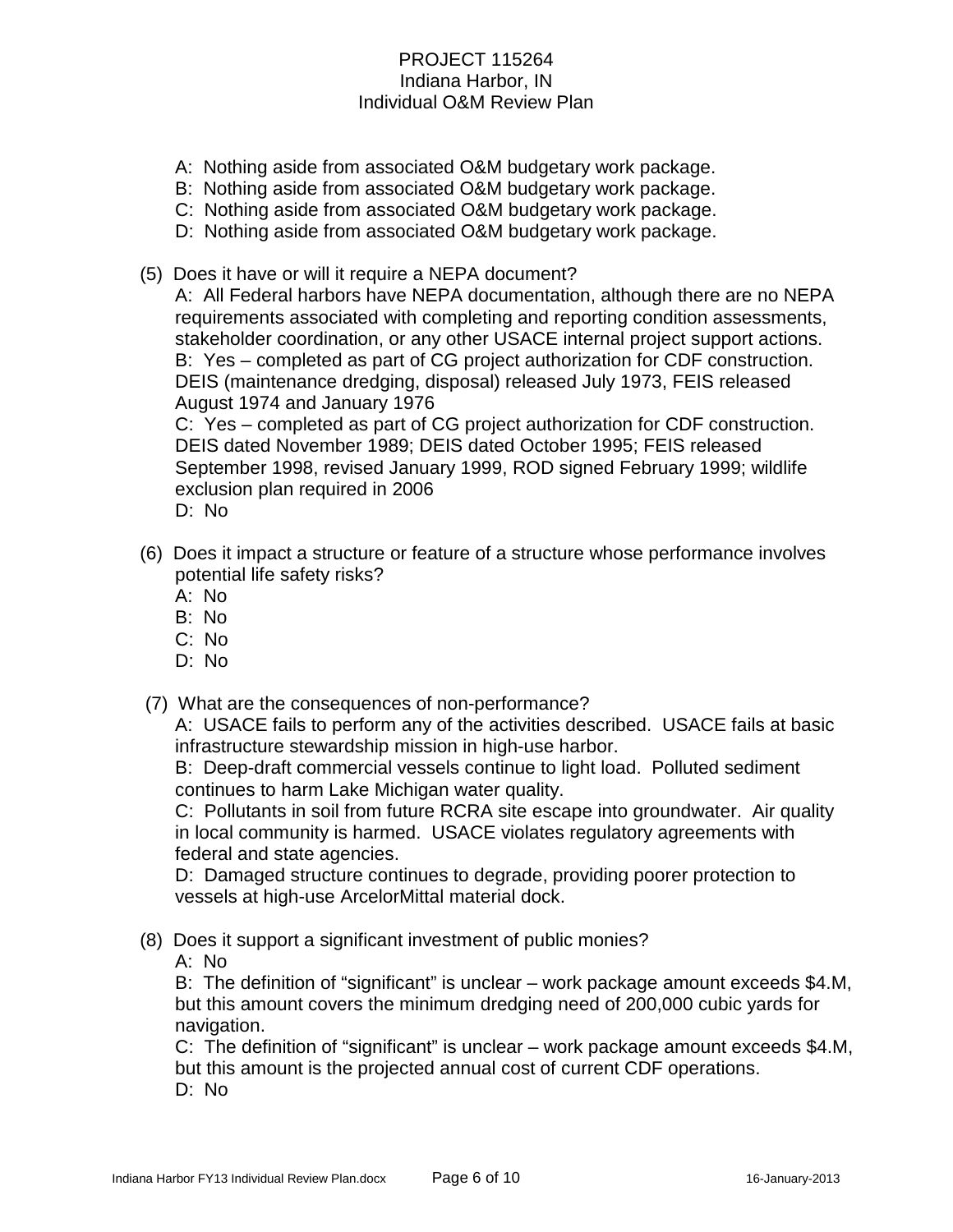A: Nothing aside from associated O&M budgetary work package.
B: Nothing aside from associated O&M budgetary work package.
C: Nothing aside from associated O&M budgetary work package.
D: Nothing aside from associated O&M budgetary work package.

(5) Does it have or will it require a NEPA document?

A: All Federal harbors have NEPA documentation, although there are no NEPA requirements associated with completing and reporting condition assessments, stakeholder coordination, or any other USACE internal project support actions.
B: Yes – completed as part of CG project authorization for CDF construction. DEIS (maintenance dredging, disposal) released July 1973, FEIS released August 1974 and January 1976
C: Yes – completed as part of CG project authorization for CDF construction. DEIS dated November 1989; DEIS dated October 1995; FEIS released September 1998, revised January 1999, ROD signed February 1999; wildlife exclusion plan required in 2006
D: No

(6) Does it impact a structure or feature of a structure whose performance involves potential life safety risks?

A: No
B: No
C: No
D: No

(7) What are the consequences of non-performance?

A: USACE fails to perform any of the activities described. USACE fails at basic infrastructure stewardship mission in high-use harbor.
B: Deep-draft commercial vessels continue to light load. Polluted sediment continues to harm Lake Michigan water quality.
C: Pollutants in soil from future RCRA site escape into groundwater. Air quality in local community is harmed. USACE violates regulatory agreements with federal and state agencies.
D: Damaged structure continues to degrade, providing poorer protection to vessels at high-use ArcelorMittal material dock.

(8) Does it support a significant investment of public monies?

A: No
B: The definition of "significant" is unclear – work package amount exceeds $4.M, but this amount covers the minimum dredging need of 200,000 cubic yards for navigation.
C: The definition of "significant" is unclear – work package amount exceeds $4.M, but this amount is the projected annual cost of current CDF operations.
D: No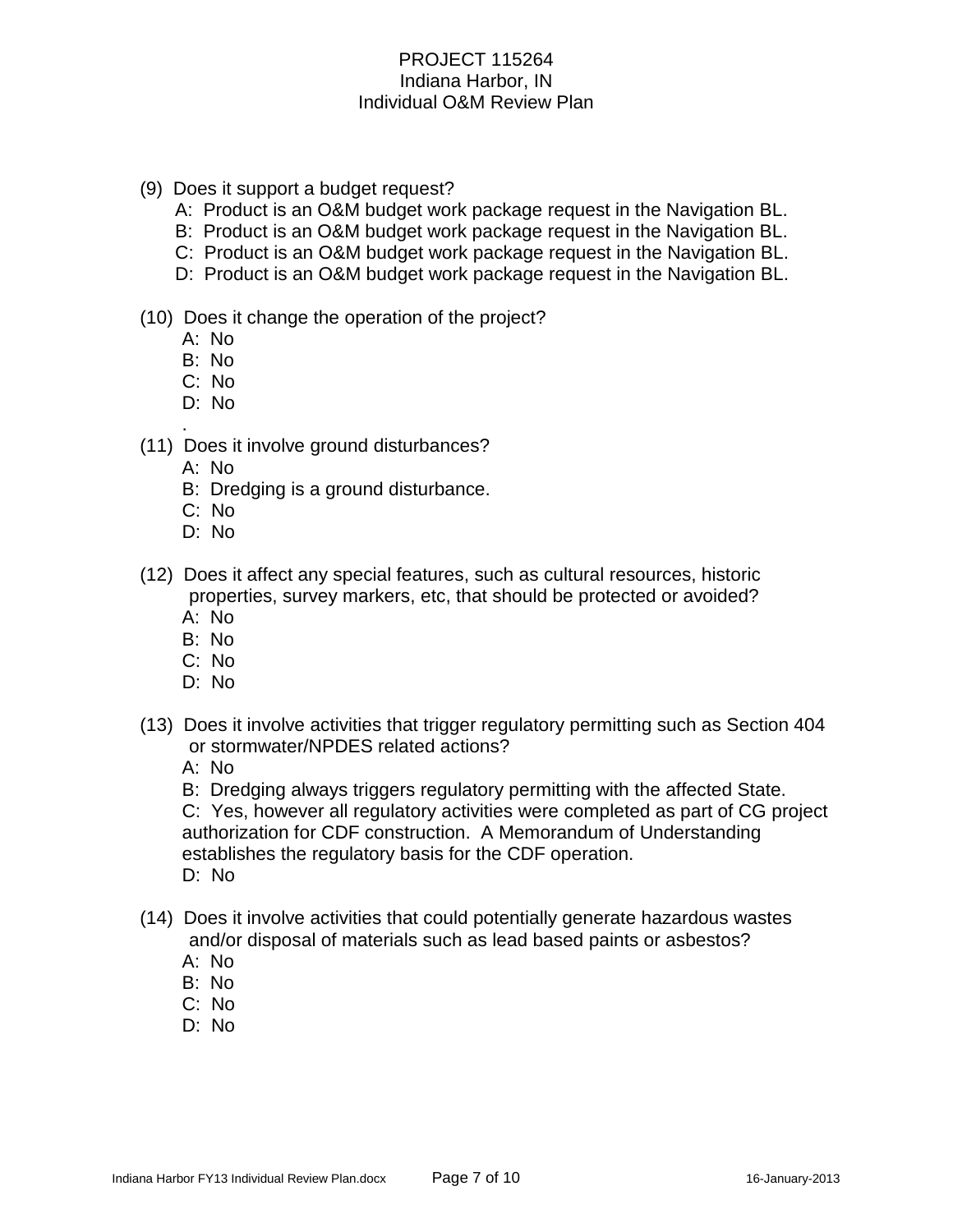(9) Does it support a budget request?

A: Product is an O&M budget work package request in the Navigation BL.
B: Product is an O&M budget work package request in the Navigation BL.
C: Product is an O&M budget work package request in the Navigation BL.
D: Product is an O&M budget work package request in the Navigation BL.

(10) Does it change the operation of the project?

A: No
B: No
C: No
D: No
.

(11) Does it involve ground disturbances?

A: No
B: Dredging is a ground disturbance.
C: No
D: No

(12) Does it affect any special features, such as cultural resources, historic properties, survey markers, etc, that should be protected or avoided?

A: No
B: No
C: No
D: No

(13) Does it involve activities that trigger regulatory permitting such as Section 404 or stormwater/NPDES related actions?

A: No
B: Dredging always triggers regulatory permitting with the affected State.
C: Yes, however all regulatory activities were completed as part of CG project authorization for CDF construction. A Memorandum of Understanding establishes the regulatory basis for the CDF operation.
D: No

(14) Does it involve activities that could potentially generate hazardous wastes and/or disposal of materials such as lead based paints or asbestos?

A: No
B: No
C: No
D: No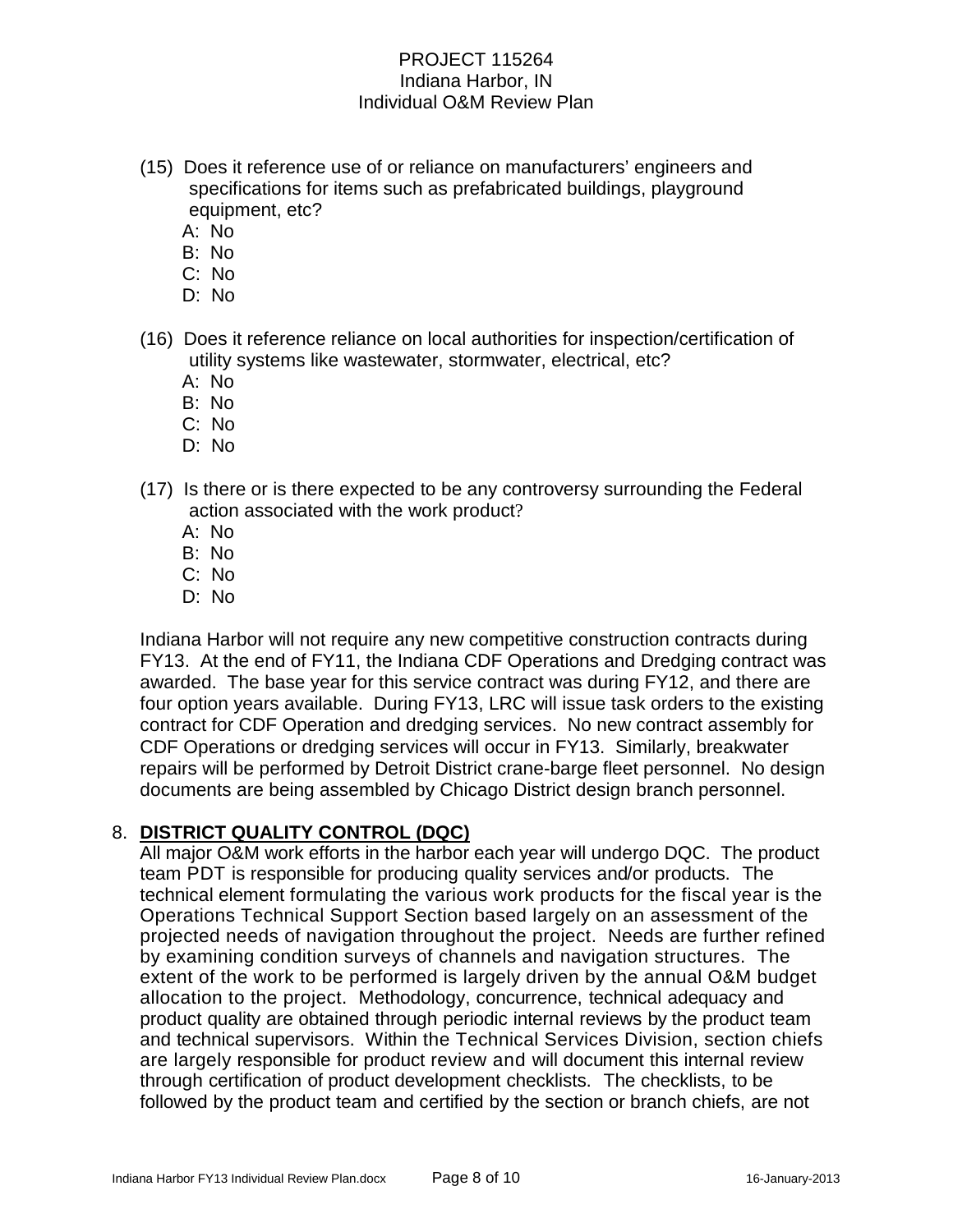(15) Does it reference use of or reliance on manufacturers' engineers and specifications for items such as prefabricated buildings, playground equipment, etc?

   A: No
   B: No
   C: No
   D: No

(16) Does it reference reliance on local authorities for inspection/certification of utility systems like wastewater, stormwater, electrical, etc?

   A: No
   B: No
   C: No
   D: No

(17) Is there or is there expected to be any controversy surrounding the Federal action associated with the work product?

   A: No
   B: No
   C: No
   D: No

Indiana Harbor will not require any new competitive construction contracts during FY13. At the end of FY11, the Indiana CDF Operations and Dredging contract was awarded. The base year for this service contract was during FY12, and there are four option years available. During FY13, LRC will issue task orders to the existing contract for CDF Operation and dredging services. No new contract assembly for CDF Operations or dredging services will occur in FY13. Similarly, breakwater repairs will be performed by Detroit District crane-barge fleet personnel. No design documents are being assembled by Chicago District design branch personnel.

## 8. DISTRICT QUALITY CONTROL (DQC)

All major O&M work efforts in the harbor each year will undergo DQC. The product team PDT is responsible for producing quality services and/or products. The technical element formulating the various work products for the fiscal year is the Operations Technical Support Section based largely on an assessment of the projected needs of navigation throughout the project. Needs are further refined by examining condition surveys of channels and navigation structures. The extent of the work to be performed is largely driven by the annual O&M budget allocation to the project. Methodology, concurrence, technical adequacy and product quality are obtained through periodic internal reviews by the product team and technical supervisors. Within the Technical Services Division, section chiefs are largely responsible for product review and will document this internal review through certification of product development checklists. The checklists, to be followed by the product team and certified by the section or branch chiefs, are not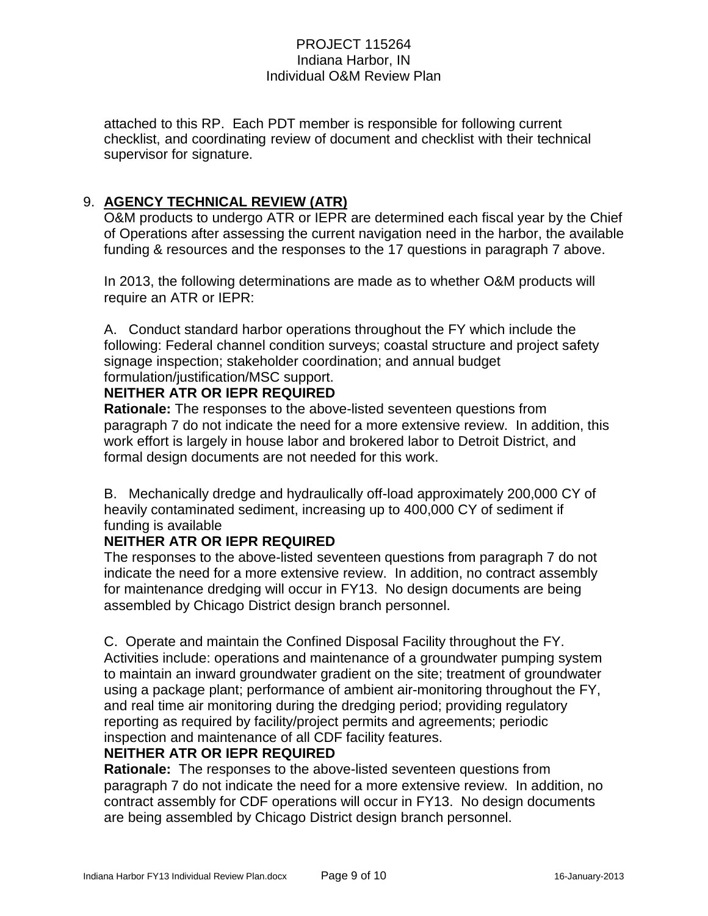attached to this RP. Each PDT member is responsible for following current checklist, and coordinating review of document and checklist with their technical supervisor for signature.

## 9. **AGENCY TECHNICAL REVIEW (ATR)**

O&M products to undergo ATR or IEPR are determined each fiscal year by the Chief of Operations after assessing the current navigation need in the harbor, the available funding & resources and the responses to the 17 questions in paragraph 7 above.

In 2013, the following determinations are made as to whether O&M products will require an ATR or IEPR:

A. Conduct standard harbor operations throughout the FY which include the following: Federal channel condition surveys; coastal structure and project safety signage inspection; stakeholder coordination; and annual budget formulation/justification/MSC support.

**NEITHER ATR OR IEPR REQUIRED**

**Rationale:** The responses to the above-listed seventeen questions from paragraph 7 do not indicate the need for a more extensive review. In addition, this work effort is largely in house labor and brokered labor to Detroit District, and formal design documents are not needed for this work.

B. Mechanically dredge and hydraulically off-load approximately 200,000 CY of heavily contaminated sediment, increasing up to 400,000 CY of sediment if funding is available

**NEITHER ATR OR IEPR REQUIRED**

The responses to the above-listed seventeen questions from paragraph 7 do not indicate the need for a more extensive review. In addition, no contract assembly for maintenance dredging will occur in FY13. No design documents are being assembled by Chicago District design branch personnel.

C. Operate and maintain the Confined Disposal Facility throughout the FY. Activities include: operations and maintenance of a groundwater pumping system to maintain an inward groundwater gradient on the site; treatment of groundwater using a package plant; performance of ambient air-monitoring throughout the FY, and real time air monitoring during the dredging period; providing regulatory reporting as required by facility/project permits and agreements; periodic inspection and maintenance of all CDF facility features.

**NEITHER ATR OR IEPR REQUIRED**

**Rationale:** The responses to the above-listed seventeen questions from paragraph 7 do not indicate the need for a more extensive review. In addition, no contract assembly for CDF operations will occur in FY13. No design documents are being assembled by Chicago District design branch personnel.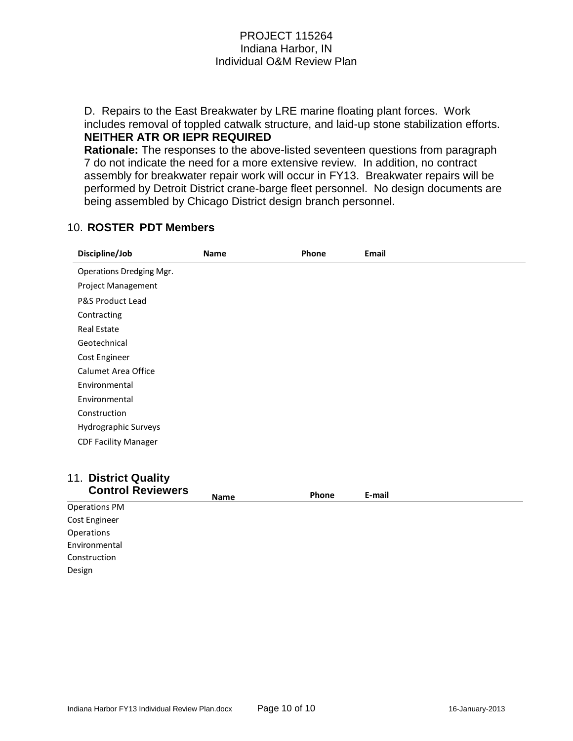D. Repairs to the East Breakwater by LRE marine floating plant forces. Work includes removal of toppled catwalk structure, and laid-up stone stabilization efforts.
**NEITHER ATR OR IEPR REQUIRED**
**Rationale:** The responses to the above-listed seventeen questions from paragraph 7 do not indicate the need for a more extensive review. In addition, no contract assembly for breakwater repair work will occur in FY13. Breakwater repairs will be performed by Detroit District crane-barge fleet personnel. No design documents are being assembled by Chicago District design branch personnel.

## 10. **ROSTER PDT Members**

| Discipline/Job | Name | Phone | Email |
|---|---|---|---|
| Operations Dredging Mgr. | | | |
| Project Management | | | |
| P&S Product Lead | | | |
| Contracting | | | |
| Real Estate | | | |
| Geotechnical | | | |
| Cost Engineer | | | |
| Calumet Area Office | | | |
| Environmental | | | |
| Environmental | | | |
| Construction | | | |
| Hydrographic Surveys | | | |
| CDF Facility Manager | | | |

## 11. **District Quality Control Reviewers**

| | Name | Phone | E-mail |
|---|---|---|---|
| Operations PM | | | |
| Cost Engineer | | | |
| Operations | | | |
| Environmental | | | |
| Construction | | | |
| Design | | | |